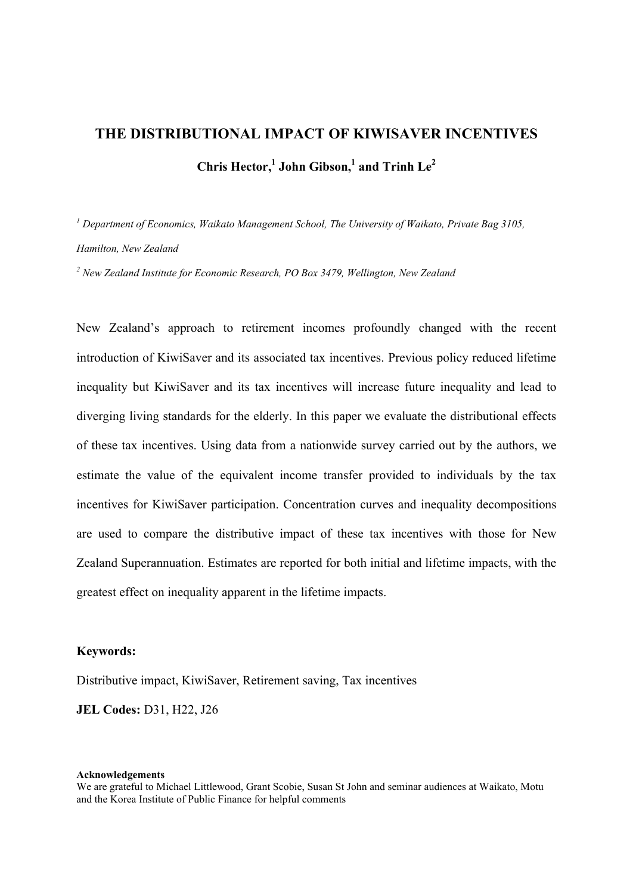# THE DISTRIBUTIONAL IMPACT OF KIWISAVER INCENTIVES

**Chris Hector,[1] John Gibson,[1] and Trinh Le[2]**

*[1] Department of Economics, Waikato Management School, The University of Waikato, Private Bag 3105, Hamilton, New Zealand*

*[2] New Zealand Institute for Economic Research, PO Box 3479, Wellington, New Zealand*

New Zealand's approach to retirement incomes profoundly changed with the recent introduction of KiwiSaver and its associated tax incentives. Previous policy reduced lifetime inequality but KiwiSaver and its tax incentives will increase future inequality and lead to diverging living standards for the elderly. In this paper we evaluate the distributional effects of these tax incentives. Using data from a nationwide survey carried out by the authors, we estimate the value of the equivalent income transfer provided to individuals by the tax incentives for KiwiSaver participation. Concentration curves and inequality decompositions are used to compare the distributive impact of these tax incentives with those for New Zealand Superannuation. Estimates are reported for both initial and lifetime impacts, with the greatest effect on inequality apparent in the lifetime impacts.

**Keywords:**

Distributive impact, KiwiSaver, Retirement saving, Tax incentives

**JEL Codes:** D31, H22, J26

**Acknowledgements**

We are grateful to Michael Littlewood, Grant Scobie, Susan St John and seminar audiences at Waikato, Motu and the Korea Institute of Public Finance for helpful comments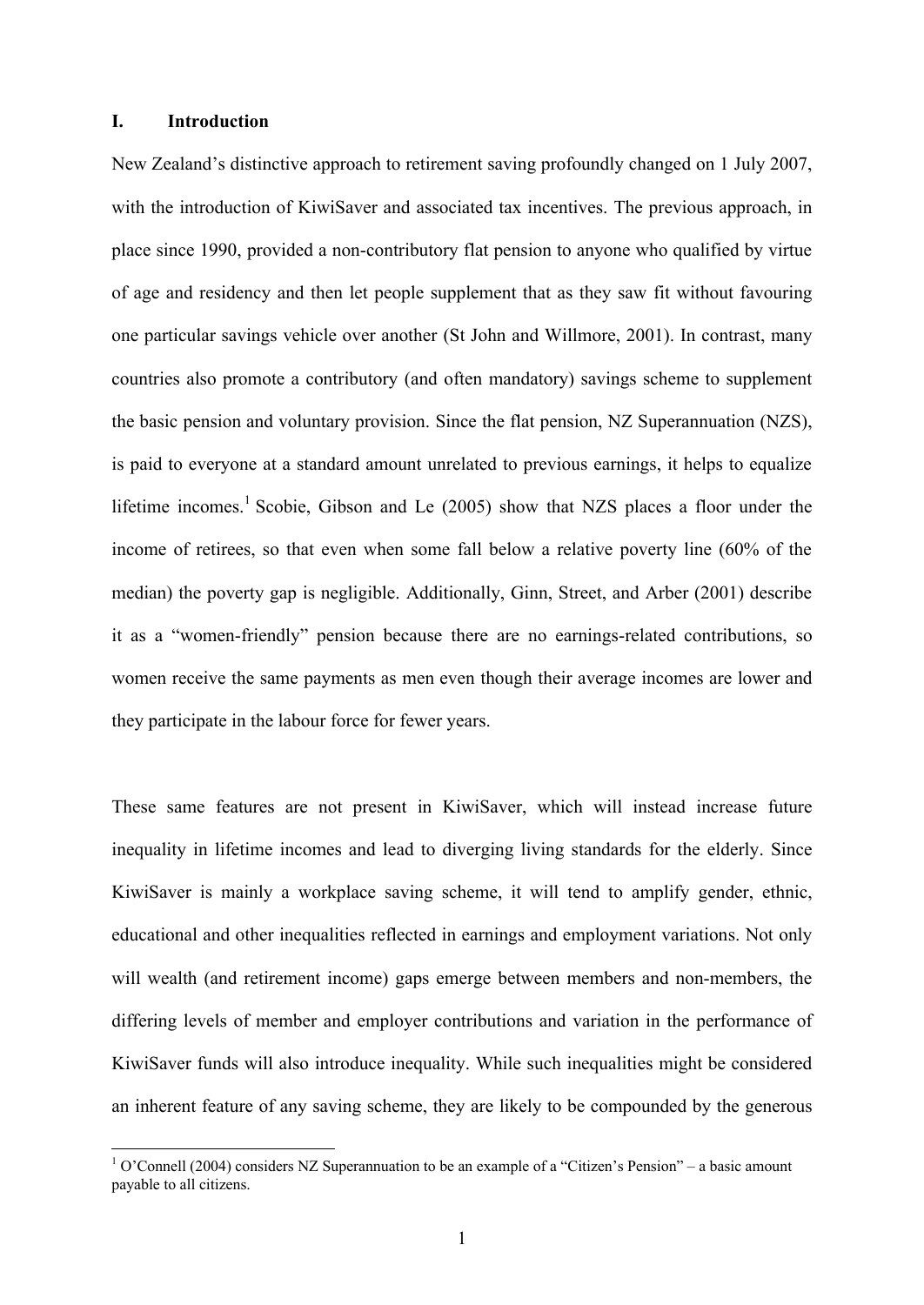# I. Introduction

New Zealand's distinctive approach to retirement saving profoundly changed on 1 July 2007, with the introduction of KiwiSaver and associated tax incentives. The previous approach, in place since 1990, provided a non-contributory flat pension to anyone who qualified by virtue of age and residency and then let people supplement that as they saw fit without favouring one particular savings vehicle over another (St John and Willmore, 2001). In contrast, many countries also promote a contributory (and often mandatory) savings scheme to supplement the basic pension and voluntary provision. Since the flat pension, NZ Superannuation (NZS), is paid to everyone at a standard amount unrelated to previous earnings, it helps to equalize lifetime incomes.[1] Scobie, Gibson and Le (2005) show that NZS places a floor under the income of retirees, so that even when some fall below a relative poverty line (60% of the median) the poverty gap is negligible. Additionally, Ginn, Street, and Arber (2001) describe it as a "women-friendly" pension because there are no earnings-related contributions, so women receive the same payments as men even though their average incomes are lower and they participate in the labour force for fewer years.

These same features are not present in KiwiSaver, which will instead increase future inequality in lifetime incomes and lead to diverging living standards for the elderly. Since KiwiSaver is mainly a workplace saving scheme, it will tend to amplify gender, ethnic, educational and other inequalities reflected in earnings and employment variations. Not only will wealth (and retirement income) gaps emerge between members and non-members, the differing levels of member and employer contributions and variation in the performance of KiwiSaver funds will also introduce inequality. While such inequalities might be considered an inherent feature of any saving scheme, they are likely to be compounded by the generous

[1] O'Connell (2004) considers NZ Superannuation to be an example of a "Citizen's Pension" – a basic amount payable to all citizens.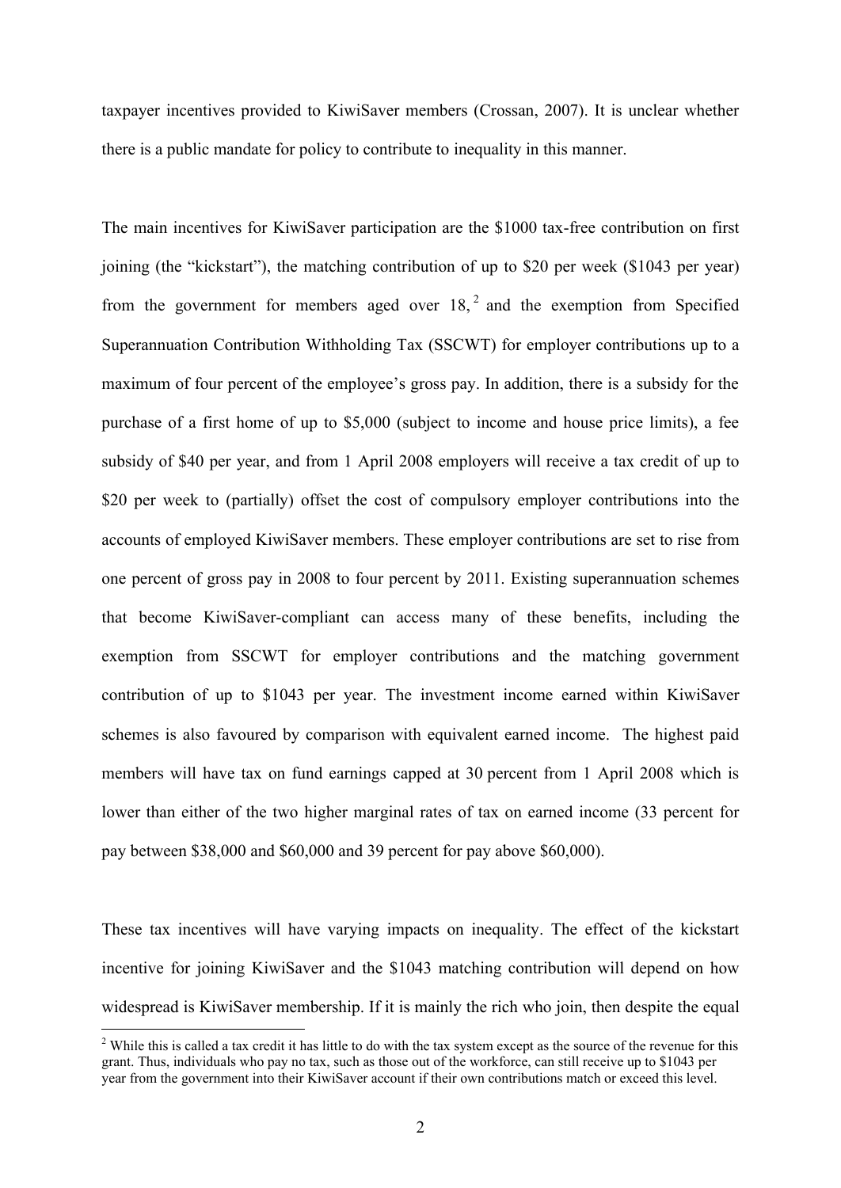taxpayer incentives provided to KiwiSaver members (Crossan, 2007). It is unclear whether there is a public mandate for policy to contribute to inequality in this manner.

The main incentives for KiwiSaver participation are the $1000 tax-free contribution on first joining (the "kickstart"), the matching contribution of up to $20 per week ($1043 per year) from the government for members aged over 18,[2] and the exemption from Specified Superannuation Contribution Withholding Tax (SSCWT) for employer contributions up to a maximum of four percent of the employee's gross pay. In addition, there is a subsidy for the purchase of a first home of up to $5,000 (subject to income and house price limits), a fee subsidy of $40 per year, and from 1 April 2008 employers will receive a tax credit of up to $20 per week to (partially) offset the cost of compulsory employer contributions into the accounts of employed KiwiSaver members. These employer contributions are set to rise from one percent of gross pay in 2008 to four percent by 2011. Existing superannuation schemes that become KiwiSaver-compliant can access many of these benefits, including the exemption from SSCWT for employer contributions and the matching government contribution of up to $1043 per year. The investment income earned within KiwiSaver schemes is also favoured by comparison with equivalent earned income. The highest paid members will have tax on fund earnings capped at 30 percent from 1 April 2008 which is lower than either of the two higher marginal rates of tax on earned income (33 percent for pay between $38,000 and $60,000 and 39 percent for pay above $60,000).

These tax incentives will have varying impacts on inequality. The effect of the kickstart incentive for joining KiwiSaver and the $1043 matching contribution will depend on how widespread is KiwiSaver membership. If it is mainly the rich who join, then despite the equal

[2] While this is called a tax credit it has little to do with the tax system except as the source of the revenue for this grant. Thus, individuals who pay no tax, such as those out of the workforce, can still receive up to $1043 per year from the government into their KiwiSaver account if their own contributions match or exceed this level.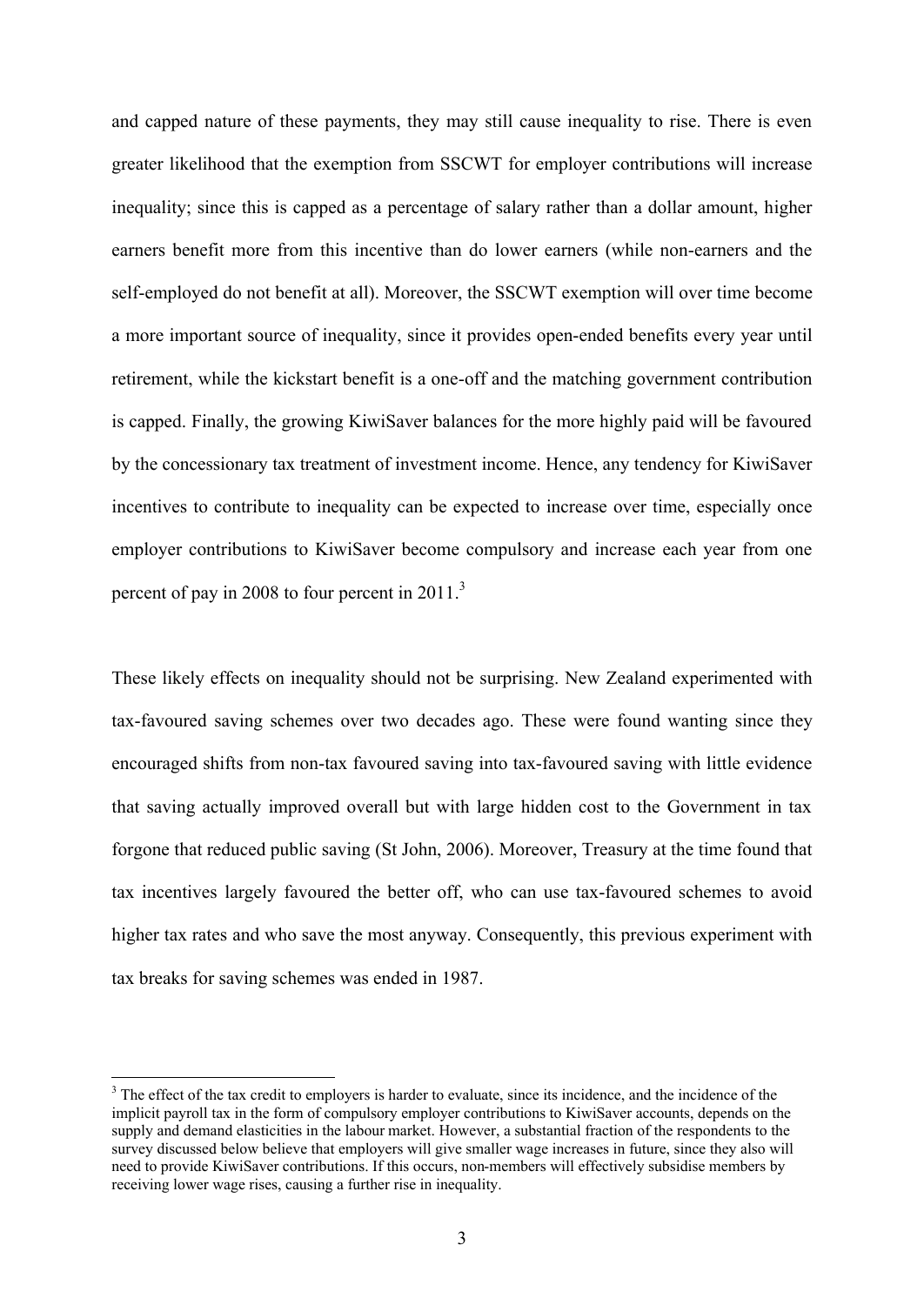and capped nature of these payments, they may still cause inequality to rise. There is even greater likelihood that the exemption from SSCWT for employer contributions will increase inequality; since this is capped as a percentage of salary rather than a dollar amount, higher earners benefit more from this incentive than do lower earners (while non-earners and the self-employed do not benefit at all). Moreover, the SSCWT exemption will over time become a more important source of inequality, since it provides open-ended benefits every year until retirement, while the kickstart benefit is a one-off and the matching government contribution is capped. Finally, the growing KiwiSaver balances for the more highly paid will be favoured by the concessionary tax treatment of investment income. Hence, any tendency for KiwiSaver incentives to contribute to inequality can be expected to increase over time, especially once employer contributions to KiwiSaver become compulsory and increase each year from one percent of pay in 2008 to four percent in 2011.[3]

These likely effects on inequality should not be surprising. New Zealand experimented with tax-favoured saving schemes over two decades ago. These were found wanting since they encouraged shifts from non-tax favoured saving into tax-favoured saving with little evidence that saving actually improved overall but with large hidden cost to the Government in tax forgone that reduced public saving (St John, 2006). Moreover, Treasury at the time found that tax incentives largely favoured the better off, who can use tax-favoured schemes to avoid higher tax rates and who save the most anyway. Consequently, this previous experiment with tax breaks for saving schemes was ended in 1987.

[3] The effect of the tax credit to employers is harder to evaluate, since its incidence, and the incidence of the implicit payroll tax in the form of compulsory employer contributions to KiwiSaver accounts, depends on the supply and demand elasticities in the labour market. However, a substantial fraction of the respondents to the survey discussed below believe that employers will give smaller wage increases in future, since they also will need to provide KiwiSaver contributions. If this occurs, non-members will effectively subsidise members by receiving lower wage rises, causing a further rise in inequality.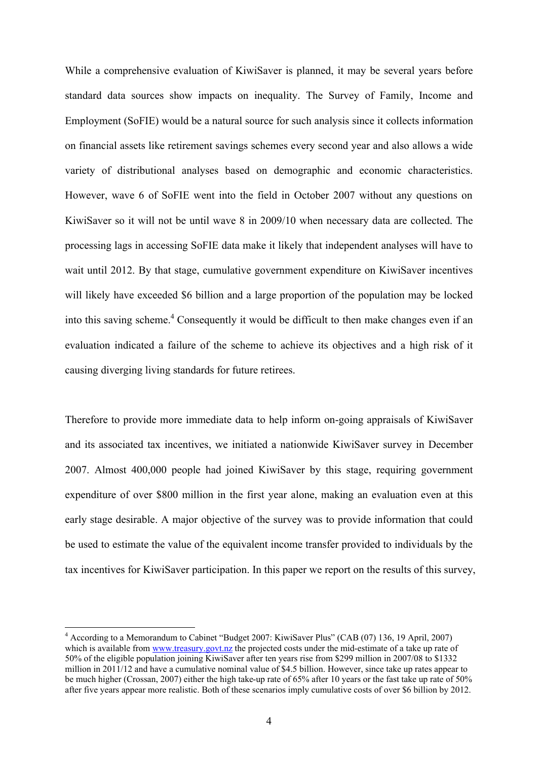While a comprehensive evaluation of KiwiSaver is planned, it may be several years before standard data sources show impacts on inequality. The Survey of Family, Income and Employment (SoFIE) would be a natural source for such analysis since it collects information on financial assets like retirement savings schemes every second year and also allows a wide variety of distributional analyses based on demographic and economic characteristics. However, wave 6 of SoFIE went into the field in October 2007 without any questions on KiwiSaver so it will not be until wave 8 in 2009/10 when necessary data are collected. The processing lags in accessing SoFIE data make it likely that independent analyses will have to wait until 2012. By that stage, cumulative government expenditure on KiwiSaver incentives will likely have exceeded \$6 billion and a large proportion of the population may be locked into this saving scheme.[4] Consequently it would be difficult to then make changes even if an evaluation indicated a failure of the scheme to achieve its objectives and a high risk of it causing diverging living standards for future retirees.

Therefore to provide more immediate data to help inform on-going appraisals of KiwiSaver and its associated tax incentives, we initiated a nationwide KiwiSaver survey in December 2007. Almost 400,000 people had joined KiwiSaver by this stage, requiring government expenditure of over \$800 million in the first year alone, making an evaluation even at this early stage desirable. A major objective of the survey was to provide information that could be used to estimate the value of the equivalent income transfer provided to individuals by the tax incentives for KiwiSaver participation. In this paper we report on the results of this survey,

[4] According to a Memorandum to Cabinet "Budget 2007: KiwiSaver Plus" (CAB (07) 136, 19 April, 2007) which is available from www.treasury.govt.nz the projected costs under the mid-estimate of a take up rate of 50% of the eligible population joining KiwiSaver after ten years rise from \$299 million in 2007/08 to \$1332 million in 2011/12 and have a cumulative nominal value of \$4.5 billion. However, since take up rates appear to be much higher (Crossan, 2007) either the high take-up rate of 65% after 10 years or the fast take up rate of 50% after five years appear more realistic. Both of these scenarios imply cumulative costs of over \$6 billion by 2012.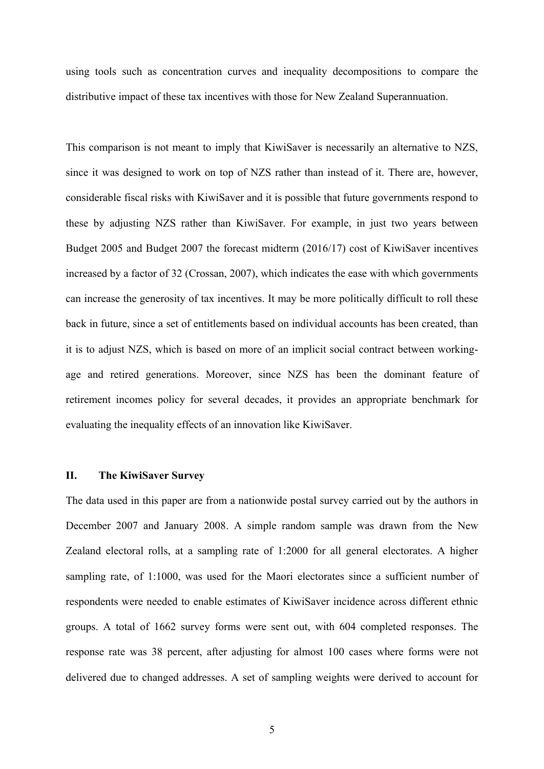using tools such as concentration curves and inequality decompositions to compare the distributive impact of these tax incentives with those for New Zealand Superannuation.

This comparison is not meant to imply that KiwiSaver is necessarily an alternative to NZS, since it was designed to work on top of NZS rather than instead of it. There are, however, considerable fiscal risks with KiwiSaver and it is possible that future governments respond to these by adjusting NZS rather than KiwiSaver. For example, in just two years between Budget 2005 and Budget 2007 the forecast midterm (2016/17) cost of KiwiSaver incentives increased by a factor of 32 (Crossan, 2007), which indicates the ease with which governments can increase the generosity of tax incentives. It may be more politically difficult to roll these back in future, since a set of entitlements based on individual accounts has been created, than it is to adjust NZS, which is based on more of an implicit social contract between working-age and retired generations. Moreover, since NZS has been the dominant feature of retirement incomes policy for several decades, it provides an appropriate benchmark for evaluating the inequality effects of an innovation like KiwiSaver.

## II. The KiwiSaver Survey

The data used in this paper are from a nationwide postal survey carried out by the authors in December 2007 and January 2008. A simple random sample was drawn from the New Zealand electoral rolls, at a sampling rate of 1:2000 for all general electorates. A higher sampling rate, of 1:1000, was used for the Maori electorates since a sufficient number of respondents were needed to enable estimates of KiwiSaver incidence across different ethnic groups. A total of 1662 survey forms were sent out, with 604 completed responses. The response rate was 38 percent, after adjusting for almost 100 cases where forms were not delivered due to changed addresses. A set of sampling weights were derived to account for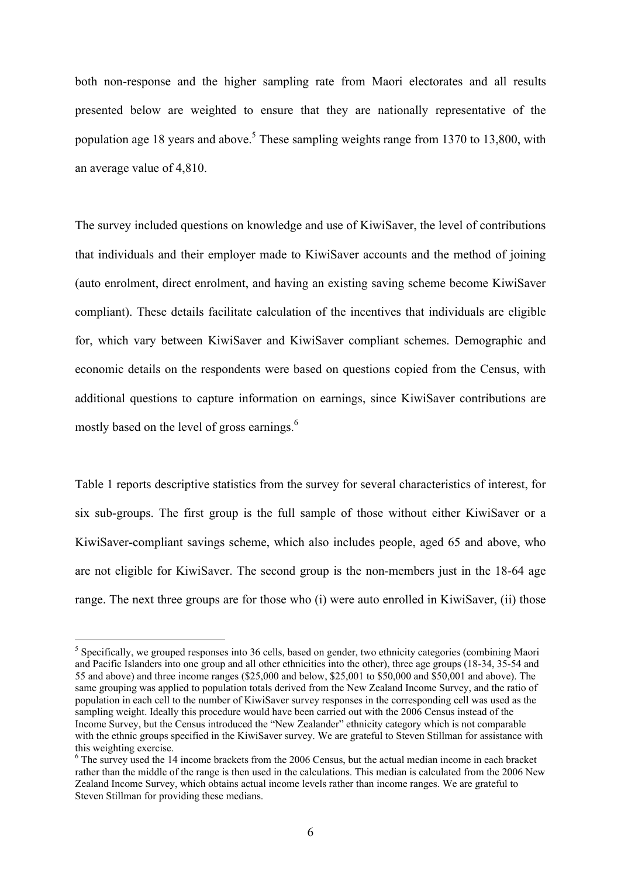both non-response and the higher sampling rate from Maori electorates and all results presented below are weighted to ensure that they are nationally representative of the population age 18 years and above.[5] These sampling weights range from 1370 to 13,800, with an average value of 4,810.

The survey included questions on knowledge and use of KiwiSaver, the level of contributions that individuals and their employer made to KiwiSaver accounts and the method of joining (auto enrolment, direct enrolment, and having an existing saving scheme become KiwiSaver compliant). These details facilitate calculation of the incentives that individuals are eligible for, which vary between KiwiSaver and KiwiSaver compliant schemes. Demographic and economic details on the respondents were based on questions copied from the Census, with additional questions to capture information on earnings, since KiwiSaver contributions are mostly based on the level of gross earnings.[6]

Table 1 reports descriptive statistics from the survey for several characteristics of interest, for six sub-groups. The first group is the full sample of those without either KiwiSaver or a KiwiSaver-compliant savings scheme, which also includes people, aged 65 and above, who are not eligible for KiwiSaver. The second group is the non-members just in the 18-64 age range. The next three groups are for those who (i) were auto enrolled in KiwiSaver, (ii) those

---

[5] Specifically, we grouped responses into 36 cells, based on gender, two ethnicity categories (combining Maori and Pacific Islanders into one group and all other ethnicities into the other), three age groups (18-34, 35-54 and 55 and above) and three income ranges ($25,000 and below, $25,001 to $50,000 and $50,001 and above). The same grouping was applied to population totals derived from the New Zealand Income Survey, and the ratio of population in each cell to the number of KiwiSaver survey responses in the corresponding cell was used as the sampling weight. Ideally this procedure would have been carried out with the 2006 Census instead of the Income Survey, but the Census introduced the "New Zealander" ethnicity category which is not comparable with the ethnic groups specified in the KiwiSaver survey. We are grateful to Steven Stillman for assistance with this weighting exercise.

[6] The survey used the 14 income brackets from the 2006 Census, but the actual median income in each bracket rather than the middle of the range is then used in the calculations. This median is calculated from the 2006 New Zealand Income Survey, which obtains actual income levels rather than income ranges. We are grateful to Steven Stillman for providing these medians.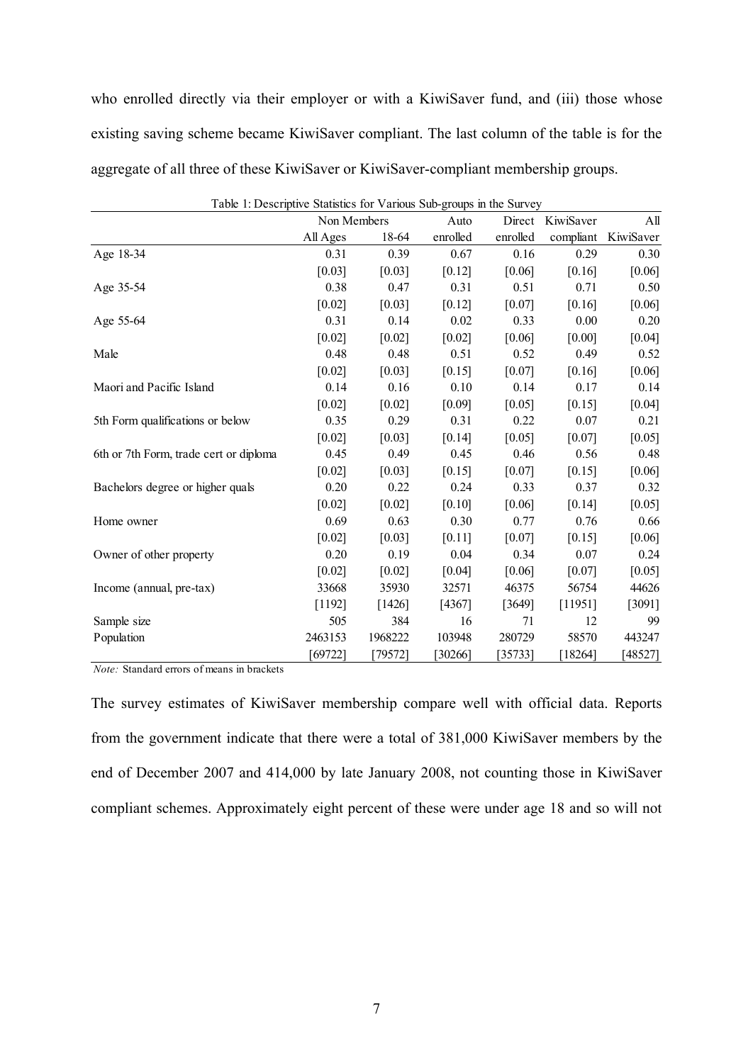who enrolled directly via their employer or with a KiwiSaver fund, and (iii) those whose existing saving scheme became KiwiSaver compliant. The last column of the table is for the aggregate of all three of these KiwiSaver or KiwiSaver-compliant membership groups.

Table 1: Descriptive Statistics for Various Sub-groups in the Survey

| | Non Members | | Auto | Direct | KiwiSaver | All |
|---|---|---|---|---|---|---|
| | All Ages | 18-64 | enrolled | enrolled | compliant | KiwiSaver |
| Age 18-34 | 0.31 | 0.39 | 0.67 | 0.16 | 0.29 | 0.30 |
| | [0.03] | [0.03] | [0.12] | [0.06] | [0.16] | [0.06] |
| Age 35-54 | 0.38 | 0.47 | 0.31 | 0.51 | 0.71 | 0.50 |
| | [0.02] | [0.03] | [0.12] | [0.07] | [0.16] | [0.06] |
| Age 55-64 | 0.31 | 0.14 | 0.02 | 0.33 | 0.00 | 0.20 |
| | [0.02] | [0.02] | [0.02] | [0.06] | [0.00] | [0.04] |
| Male | 0.48 | 0.48 | 0.51 | 0.52 | 0.49 | 0.52 |
| | [0.02] | [0.03] | [0.15] | [0.07] | [0.16] | [0.06] |
| Maori and Pacific Island | 0.14 | 0.16 | 0.10 | 0.14 | 0.17 | 0.14 |
| | [0.02] | [0.02] | [0.09] | [0.05] | [0.15] | [0.04] |
| 5th Form qualifications or below | 0.35 | 0.29 | 0.31 | 0.22 | 0.07 | 0.21 |
| | [0.02] | [0.03] | [0.14] | [0.05] | [0.07] | [0.05] |
| 6th or 7th Form, trade cert or diploma | 0.45 | 0.49 | 0.45 | 0.46 | 0.56 | 0.48 |
| | [0.02] | [0.03] | [0.15] | [0.07] | [0.15] | [0.06] |
| Bachelors degree or higher quals | 0.20 | 0.22 | 0.24 | 0.33 | 0.37 | 0.32 |
| | [0.02] | [0.02] | [0.10] | [0.06] | [0.14] | [0.05] |
| Home owner | 0.69 | 0.63 | 0.30 | 0.77 | 0.76 | 0.66 |
| | [0.02] | [0.03] | [0.11] | [0.07] | [0.15] | [0.06] |
| Owner of other property | 0.20 | 0.19 | 0.04 | 0.34 | 0.07 | 0.24 |
| | [0.02] | [0.02] | [0.04] | [0.06] | [0.07] | [0.05] |
| Income (annual, pre-tax) | 33668 | 35930 | 32571 | 46375 | 56754 | 44626 |
| | [1192] | [1426] | [4367] | [3649] | [11951] | [3091] |
| Sample size | 505 | 384 | 16 | 71 | 12 | 99 |
| Population | 2463153 | 1968222 | 103948 | 280729 | 58570 | 443247 |
| | [69722] | [79572] | [30266] | [35733] | [18264] | [48527] |

*Note:* Standard errors of means in brackets

The survey estimates of KiwiSaver membership compare well with official data. Reports from the government indicate that there were a total of 381,000 KiwiSaver members by the end of December 2007 and 414,000 by late January 2008, not counting those in KiwiSaver compliant schemes. Approximately eight percent of these were under age 18 and so will not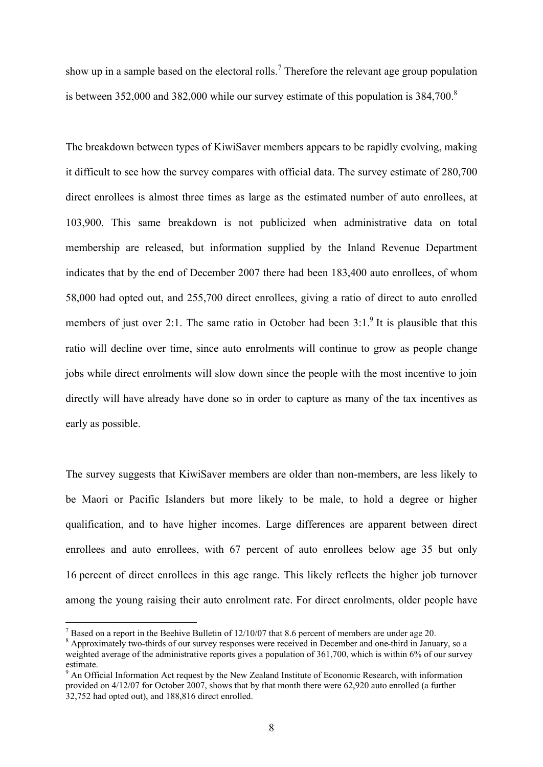show up in a sample based on the electoral rolls.[7] Therefore the relevant age group population is between 352,000 and 382,000 while our survey estimate of this population is 384,700.[8]

The breakdown between types of KiwiSaver members appears to be rapidly evolving, making it difficult to see how the survey compares with official data. The survey estimate of 280,700 direct enrollees is almost three times as large as the estimated number of auto enrollees, at 103,900. This same breakdown is not publicized when administrative data on total membership are released, but information supplied by the Inland Revenue Department indicates that by the end of December 2007 there had been 183,400 auto enrollees, of whom 58,000 had opted out, and 255,700 direct enrollees, giving a ratio of direct to auto enrolled members of just over 2:1. The same ratio in October had been 3:1.[9] It is plausible that this ratio will decline over time, since auto enrolments will continue to grow as people change jobs while direct enrolments will slow down since the people with the most incentive to join directly will have already have done so in order to capture as many of the tax incentives as early as possible.

The survey suggests that KiwiSaver members are older than non-members, are less likely to be Maori or Pacific Islanders but more likely to be male, to hold a degree or higher qualification, and to have higher incomes. Large differences are apparent between direct enrollees and auto enrollees, with 67 percent of auto enrollees below age 35 but only 16 percent of direct enrollees in this age range. This likely reflects the higher job turnover among the young raising their auto enrolment rate. For direct enrolments, older people have

[7] Based on a report in the Beehive Bulletin of 12/10/07 that 8.6 percent of members are under age 20.

[8] Approximately two-thirds of our survey responses were received in December and one-third in January, so a weighted average of the administrative reports gives a population of 361,700, which is within 6% of our survey estimate.

[9] An Official Information Act request by the New Zealand Institute of Economic Research, with information provided on 4/12/07 for October 2007, shows that by that month there were 62,920 auto enrolled (a further 32,752 had opted out), and 188,816 direct enrolled.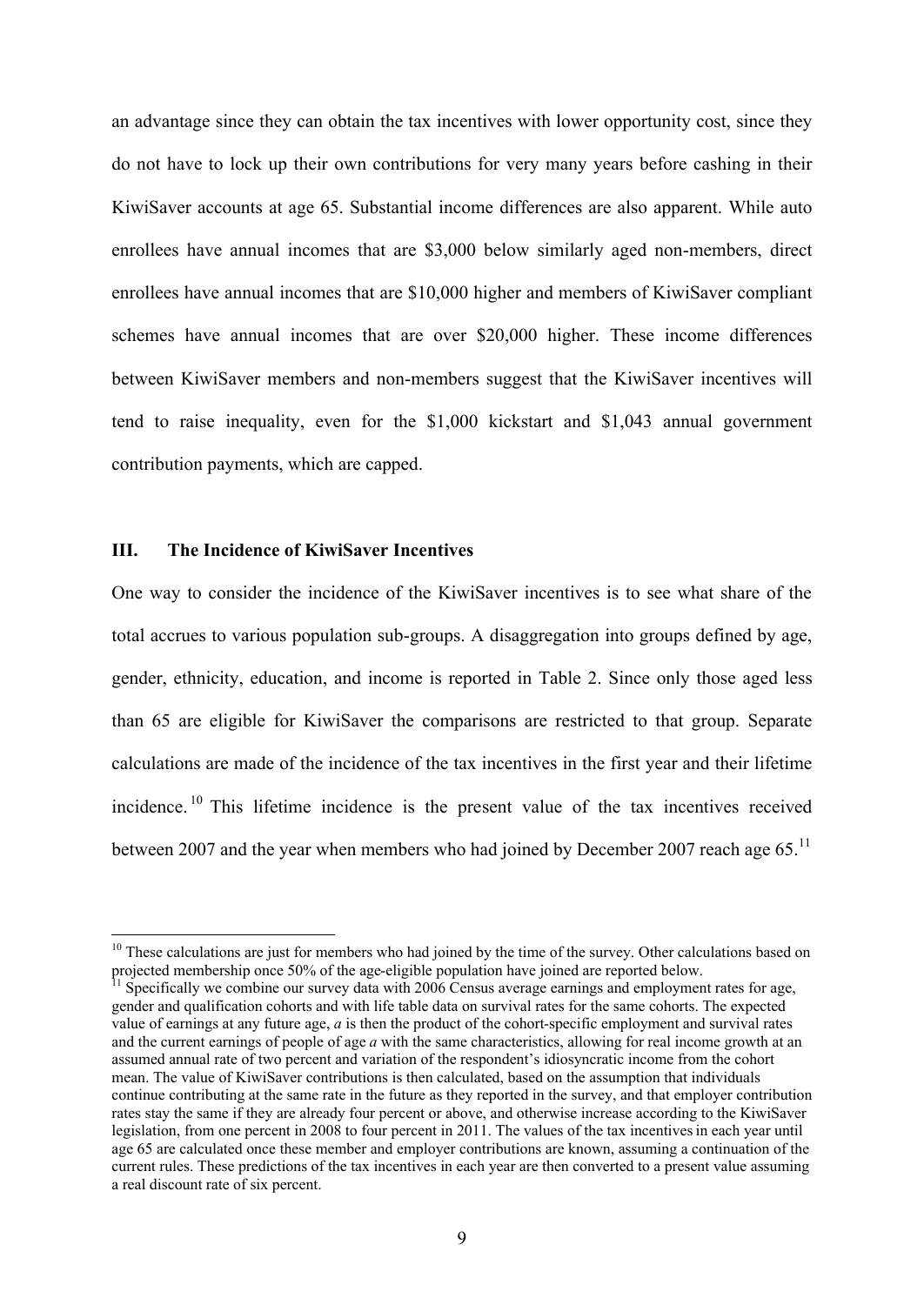an advantage since they can obtain the tax incentives with lower opportunity cost, since they do not have to lock up their own contributions for very many years before cashing in their KiwiSaver accounts at age 65. Substantial income differences are also apparent. While auto enrollees have annual incomes that are $3,000 below similarly aged non-members, direct enrollees have annual incomes that are $10,000 higher and members of KiwiSaver compliant schemes have annual incomes that are over $20,000 higher. These income differences between KiwiSaver members and non-members suggest that the KiwiSaver incentives will tend to raise inequality, even for the $1,000 kickstart and $1,043 annual government contribution payments, which are capped.

## III. The Incidence of KiwiSaver Incentives

One way to consider the incidence of the KiwiSaver incentives is to see what share of the total accrues to various population sub-groups. A disaggregation into groups defined by age, gender, ethnicity, education, and income is reported in Table 2. Since only those aged less than 65 are eligible for KiwiSaver the comparisons are restricted to that group. Separate calculations are made of the incidence of the tax incentives in the first year and their lifetime incidence.[10] This lifetime incidence is the present value of the tax incentives received between 2007 and the year when members who had joined by December 2007 reach age 65.[11]

[10] These calculations are just for members who had joined by the time of the survey. Other calculations based on projected membership once 50% of the age-eligible population have joined are reported below.

[11] Specifically we combine our survey data with 2006 Census average earnings and employment rates for age, gender and qualification cohorts and with life table data on survival rates for the same cohorts. The expected value of earnings at any future age, *a* is then the product of the cohort-specific employment and survival rates and the current earnings of people of age *a* with the same characteristics, allowing for real income growth at an assumed annual rate of two percent and variation of the respondent's idiosyncratic income from the cohort mean. The value of KiwiSaver contributions is then calculated, based on the assumption that individuals continue contributing at the same rate in the future as they reported in the survey, and that employer contribution rates stay the same if they are already four percent or above, and otherwise increase according to the KiwiSaver legislation, from one percent in 2008 to four percent in 2011. The values of the tax incentives in each year until age 65 are calculated once these member and employer contributions are known, assuming a continuation of the current rules. These predictions of the tax incentives in each year are then converted to a present value assuming a real discount rate of six percent.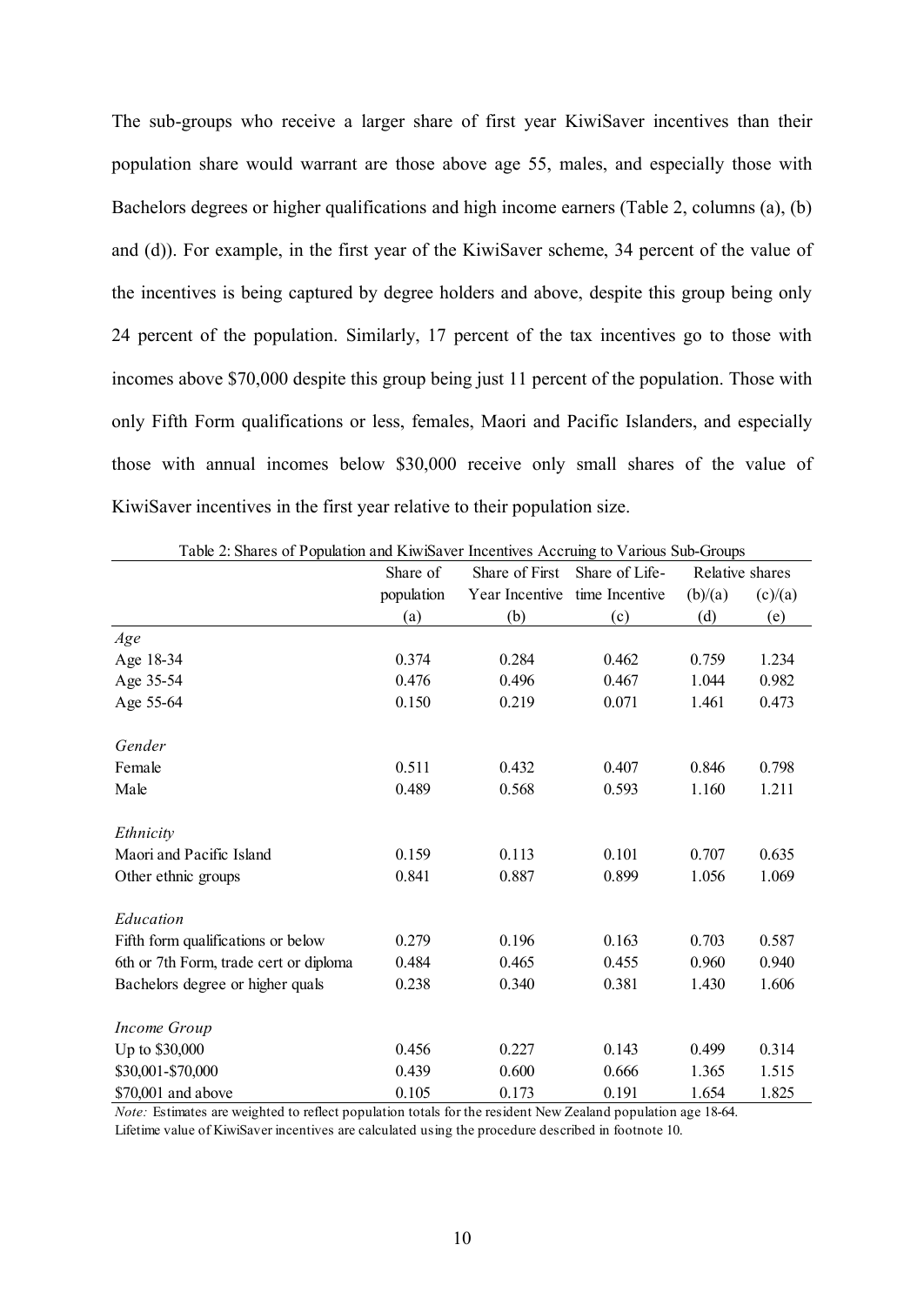The sub-groups who receive a larger share of first year KiwiSaver incentives than their population share would warrant are those above age 55, males, and especially those with Bachelors degrees or higher qualifications and high income earners (Table 2, columns (a), (b) and (d)). For example, in the first year of the KiwiSaver scheme, 34 percent of the value of the incentives is being captured by degree holders and above, despite this group being only 24 percent of the population. Similarly, 17 percent of the tax incentives go to those with incomes above $70,000 despite this group being just 11 percent of the population. Those with only Fifth Form qualifications or less, females, Maori and Pacific Islanders, and especially those with annual incomes below $30,000 receive only small shares of the value of KiwiSaver incentives in the first year relative to their population size.

Table 2: Shares of Population and KiwiSaver Incentives Accruing to Various Sub-Groups

| | Share of population | Share of First Year Incentive | Share of Life-time Incentive | Relative shares | |
|---|---|---|---|---|---|
| | | | | (b)/(a) | (c)/(a) |
| | (a) | (b) | (c) | (d) | (e) |
| *Age* | | | | | |
| Age 18-34 | 0.374 | 0.284 | 0.462 | 0.759 | 1.234 |
| Age 35-54 | 0.476 | 0.496 | 0.467 | 1.044 | 0.982 |
| Age 55-64 | 0.150 | 0.219 | 0.071 | 1.461 | 0.473 |
| *Gender* | | | | | |
| Female | 0.511 | 0.432 | 0.407 | 0.846 | 0.798 |
| Male | 0.489 | 0.568 | 0.593 | 1.160 | 1.211 |
| *Ethnicity* | | | | | |
| Maori and Pacific Island | 0.159 | 0.113 | 0.101 | 0.707 | 0.635 |
| Other ethnic groups | 0.841 | 0.887 | 0.899 | 1.056 | 1.069 |
| *Education* | | | | | |
| Fifth form qualifications or below | 0.279 | 0.196 | 0.163 | 0.703 | 0.587 |
| 6th or 7th Form, trade cert or diploma | 0.484 | 0.465 | 0.455 | 0.960 | 0.940 |
| Bachelors degree or higher quals | 0.238 | 0.340 | 0.381 | 1.430 | 1.606 |
| *Income Group* | | | | | |
| Up to $30,000 | 0.456 | 0.227 | 0.143 | 0.499 | 0.314 |
| $30,001-$70,000 | 0.439 | 0.600 | 0.666 | 1.365 | 1.515 |
| $70,001 and above | 0.105 | 0.173 | 0.191 | 1.654 | 1.825 |

*Note:* Estimates are weighted to reflect population totals for the resident New Zealand population age 18-64. Lifetime value of KiwiSaver incentives are calculated using the procedure described in footnote 10.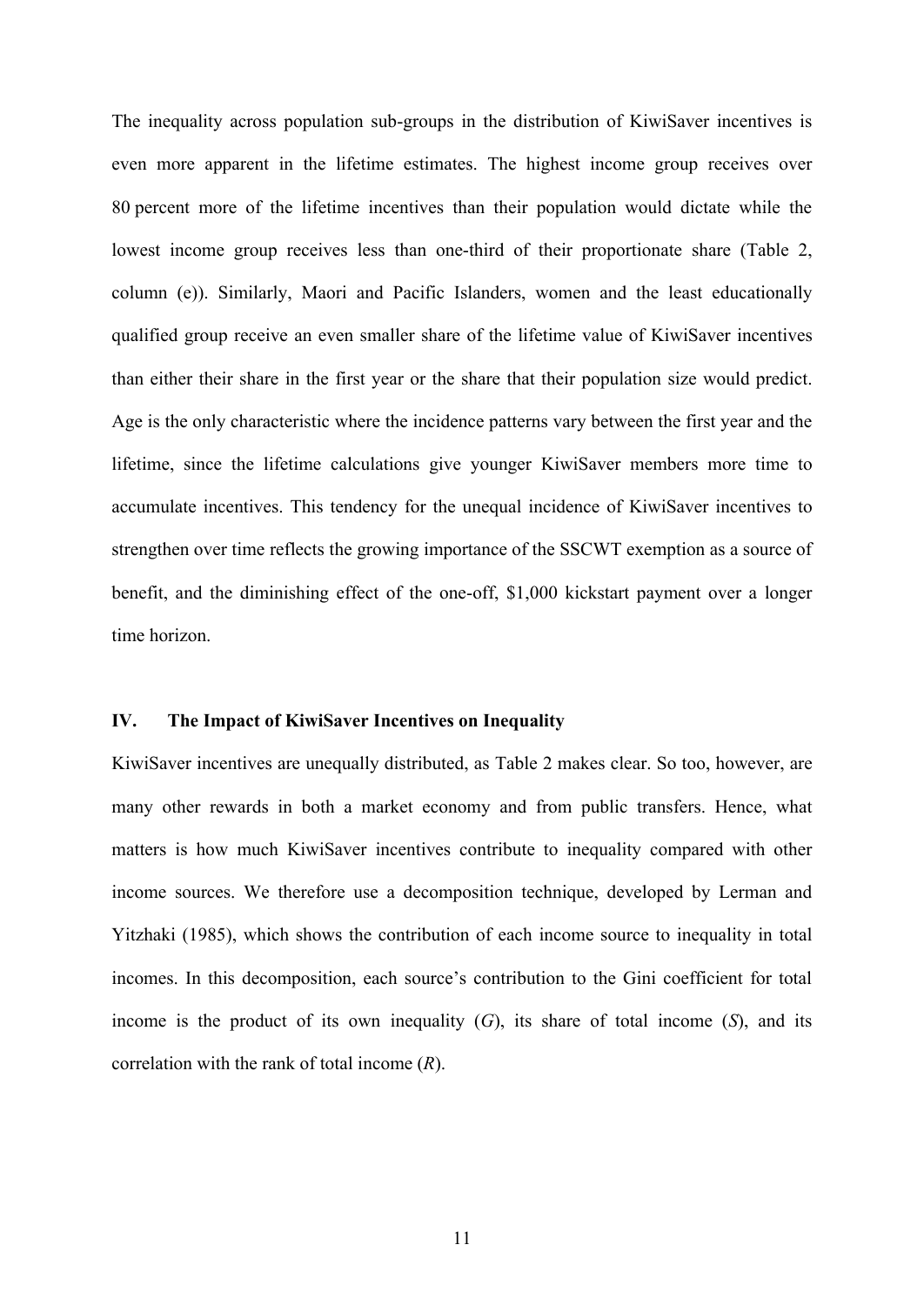The inequality across population sub-groups in the distribution of KiwiSaver incentives is even more apparent in the lifetime estimates. The highest income group receives over 80 percent more of the lifetime incentives than their population would dictate while the lowest income group receives less than one-third of their proportionate share (Table 2, column (e)). Similarly, Maori and Pacific Islanders, women and the least educationally qualified group receive an even smaller share of the lifetime value of KiwiSaver incentives than either their share in the first year or the share that their population size would predict. Age is the only characteristic where the incidence patterns vary between the first year and the lifetime, since the lifetime calculations give younger KiwiSaver members more time to accumulate incentives. This tendency for the unequal incidence of KiwiSaver incentives to strengthen over time reflects the growing importance of the SSCWT exemption as a source of benefit, and the diminishing effect of the one-off, $1,000 kickstart payment over a longer time horizon.

## IV. The Impact of KiwiSaver Incentives on Inequality

KiwiSaver incentives are unequally distributed, as Table 2 makes clear. So too, however, are many other rewards in both a market economy and from public transfers. Hence, what matters is how much KiwiSaver incentives contribute to inequality compared with other income sources. We therefore use a decomposition technique, developed by Lerman and Yitzhaki (1985), which shows the contribution of each income source to inequality in total incomes. In this decomposition, each source's contribution to the Gini coefficient for total income is the product of its own inequality ($G$), its share of total income ($S$), and its correlation with the rank of total income ($R$).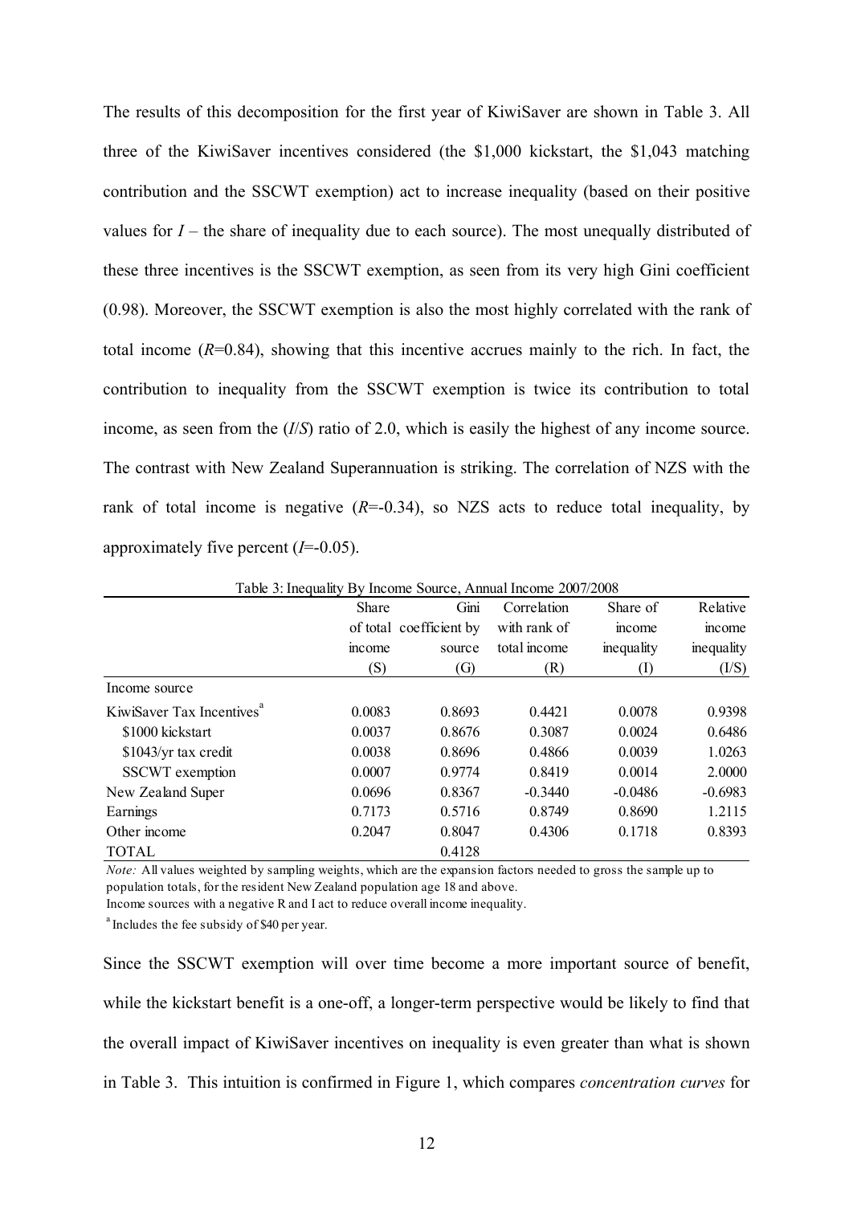The results of this decomposition for the first year of KiwiSaver are shown in Table 3. All three of the KiwiSaver incentives considered (the $1,000 kickstart, the $1,043 matching contribution and the SSCWT exemption) act to increase inequality (based on their positive values for $I$ – the share of inequality due to each source). The most unequally distributed of these three incentives is the SSCWT exemption, as seen from its very high Gini coefficient (0.98). Moreover, the SSCWT exemption is also the most highly correlated with the rank of total income ($R$=0.84), showing that this incentive accrues mainly to the rich. In fact, the contribution to inequality from the SSCWT exemption is twice its contribution to total income, as seen from the ($I/S$) ratio of 2.0, which is easily the highest of any income source. The contrast with New Zealand Superannuation is striking. The correlation of NZS with the rank of total income is negative ($R$=-0.34), so NZS acts to reduce total inequality, by approximately five percent ($I$=-0.05).

Table 3: Inequality By Income Source, Annual Income 2007/2008

| | Share of total income (S) | Gini coefficient by source (G) | Correlation with rank of total income (R) | Share of income inequality (I) | Relative income inequality (I/S) |
|---|---|---|---|---|---|
| Income source | | | | | |
| KiwiSaver Tax Incentives[a] | 0.0083 | 0.8693 | 0.4421 | 0.0078 | 0.9398 |
| $1000 kickstart | 0.0037 | 0.8676 | 0.3087 | 0.0024 | 0.6486 |
| $1043/yr tax credit | 0.0038 | 0.8696 | 0.4866 | 0.0039 | 1.0263 |
| SSCWT exemption | 0.0007 | 0.9774 | 0.8419 | 0.0014 | 2.0000 |
| New Zealand Super | 0.0696 | 0.8367 | -0.3440 | -0.0486 | -0.6983 |
| Earnings | 0.7173 | 0.5716 | 0.8749 | 0.8690 | 1.2115 |
| Other income | 0.2047 | 0.8047 | 0.4306 | 0.1718 | 0.8393 |
| TOTAL | | 0.4128 | | | |

*Note:* All values weighted by sampling weights, which are the expansion factors needed to gross the sample up to population totals, for the resident New Zealand population age 18 and above.
Income sources with a negative R and I act to reduce overall income inequality.

[a] Includes the fee subsidy of $40 per year.

Since the SSCWT exemption will over time become a more important source of benefit, while the kickstart benefit is a one-off, a longer-term perspective would be likely to find that the overall impact of KiwiSaver incentives on inequality is even greater than what is shown in Table 3. This intuition is confirmed in Figure 1, which compares *concentration curves* for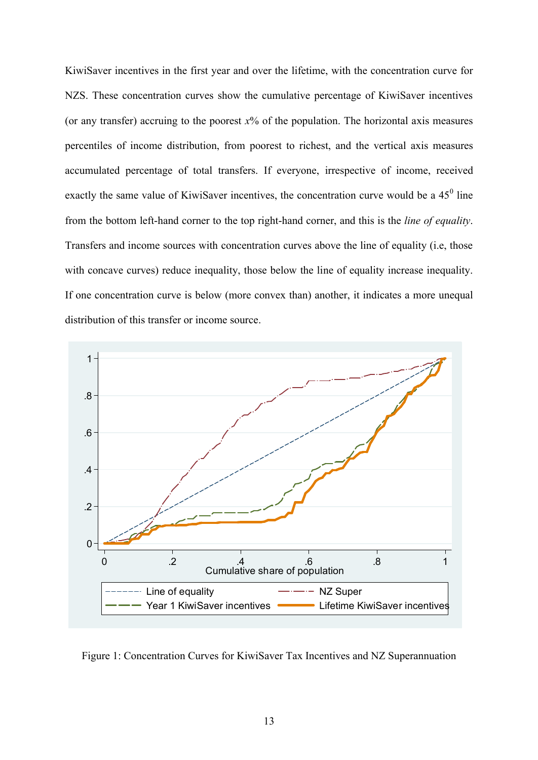KiwiSaver incentives in the first year and over the lifetime, with the concentration curve for NZS. These concentration curves show the cumulative percentage of KiwiSaver incentives (or any transfer) accruing to the poorest *x*% of the population. The horizontal axis measures percentiles of income distribution, from poorest to richest, and the vertical axis measures accumulated percentage of total transfers. If everyone, irrespective of income, received exactly the same value of KiwiSaver incentives, the concentration curve would be a $45^0$ line from the bottom left-hand corner to the top right-hand corner, and this is the *line of equality*. Transfers and income sources with concentration curves above the line of equality (i.e, those with concave curves) reduce inequality, those below the line of equality increase inequality. If one concentration curve is below (more convex than) another, it indicates a more unequal distribution of this transfer or income source.

Figure 1: Concentration Curves for KiwiSaver Tax Incentives and NZ Superannuation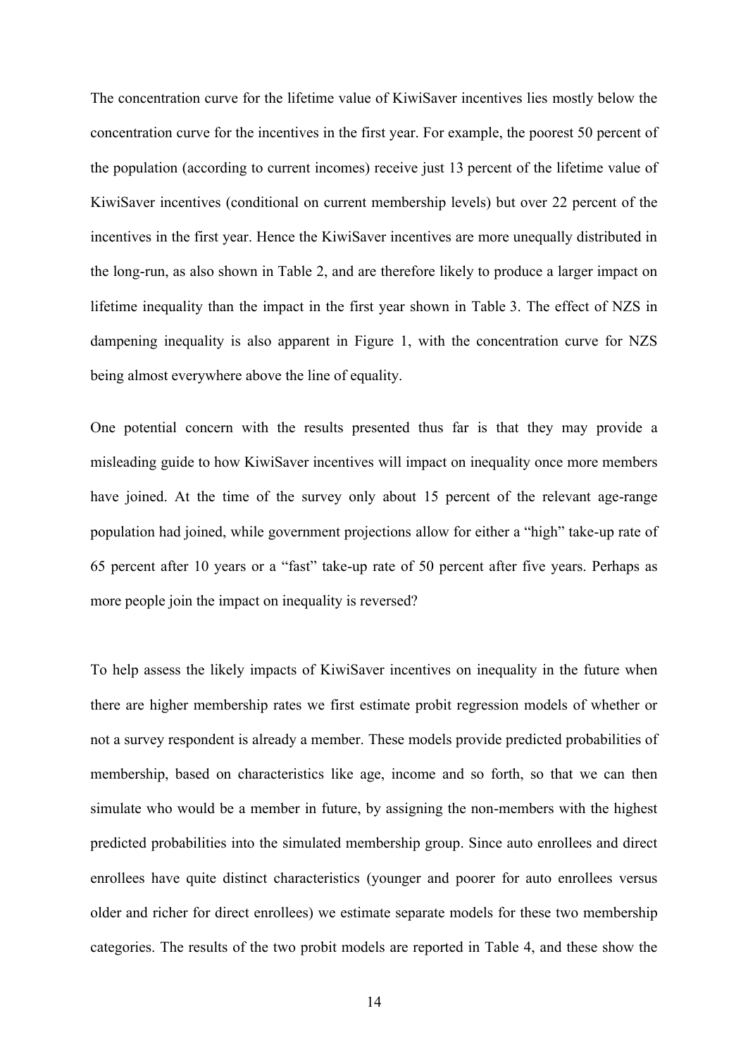The concentration curve for the lifetime value of KiwiSaver incentives lies mostly below the concentration curve for the incentives in the first year. For example, the poorest 50 percent of the population (according to current incomes) receive just 13 percent of the lifetime value of KiwiSaver incentives (conditional on current membership levels) but over 22 percent of the incentives in the first year. Hence the KiwiSaver incentives are more unequally distributed in the long-run, as also shown in Table 2, and are therefore likely to produce a larger impact on lifetime inequality than the impact in the first year shown in Table 3. The effect of NZS in dampening inequality is also apparent in Figure 1, with the concentration curve for NZS being almost everywhere above the line of equality.

One potential concern with the results presented thus far is that they may provide a misleading guide to how KiwiSaver incentives will impact on inequality once more members have joined. At the time of the survey only about 15 percent of the relevant age-range population had joined, while government projections allow for either a "high" take-up rate of 65 percent after 10 years or a "fast" take-up rate of 50 percent after five years. Perhaps as more people join the impact on inequality is reversed?

To help assess the likely impacts of KiwiSaver incentives on inequality in the future when there are higher membership rates we first estimate probit regression models of whether or not a survey respondent is already a member. These models provide predicted probabilities of membership, based on characteristics like age, income and so forth, so that we can then simulate who would be a member in future, by assigning the non-members with the highest predicted probabilities into the simulated membership group. Since auto enrollees and direct enrollees have quite distinct characteristics (younger and poorer for auto enrollees versus older and richer for direct enrollees) we estimate separate models for these two membership categories. The results of the two probit models are reported in Table 4, and these show the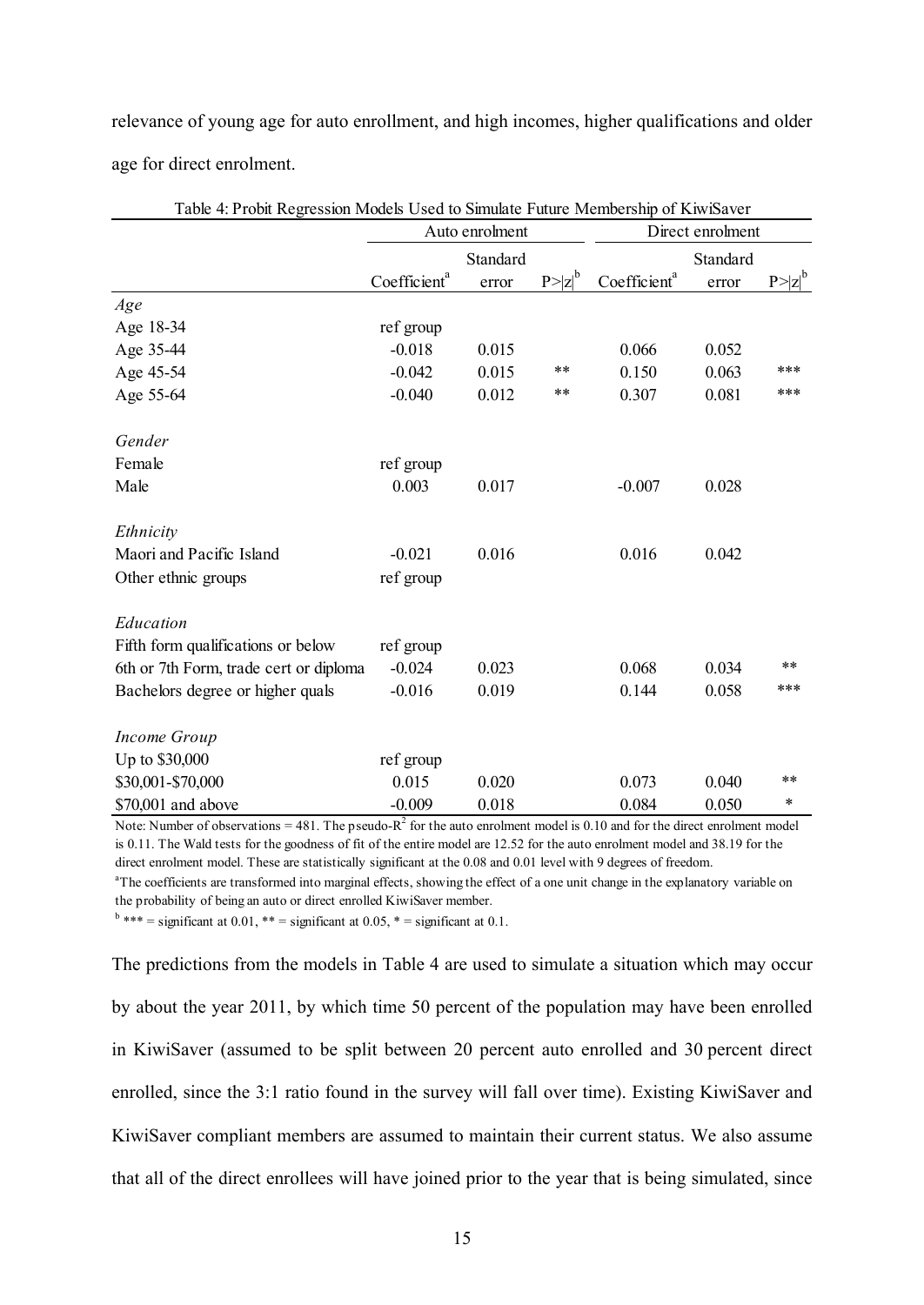relevance of young age for auto enrollment, and high incomes, higher qualifications and older age for direct enrolment.

Table 4: Probit Regression Models Used to Simulate Future Membership of KiwiSaver

| | Auto enrolment | | | Direct enrolment | | |
|---|---|---|---|---|---|---|
| | Coefficient[a] | Standard error | P>\|z\|[b] | Coefficient[a] | Standard error | P>\|z\|[b] |
| *Age* | | | | | | |
| Age 18-34 | ref group | | | | | |
| Age 35-44 | -0.018 | 0.015 | | 0.066 | 0.052 | |
| Age 45-54 | -0.042 | 0.015 | ** | 0.150 | 0.063 | *** |
| Age 55-64 | -0.040 | 0.012 | ** | 0.307 | 0.081 | *** |
| *Gender* | | | | | | |
| Female | ref group | | | | | |
| Male | 0.003 | 0.017 | | -0.007 | 0.028 | |
| *Ethnicity* | | | | | | |
| Maori and Pacific Island | -0.021 | 0.016 | | 0.016 | 0.042 | |
| Other ethnic groups | ref group | | | | | |
| *Education* | | | | | | |
| Fifth form qualifications or below | ref group | | | | | |
| 6th or 7th Form, trade cert or diploma | -0.024 | 0.023 | | 0.068 | 0.034 | ** |
| Bachelors degree or higher quals | -0.016 | 0.019 | | 0.144 | 0.058 | *** |
| *Income Group* | | | | | | |
| Up to $30,000 | ref group | | | | | |
| $30,001-$70,000 | 0.015 | 0.020 | | 0.073 | 0.040 | ** |
| $70,001 and above | -0.009 | 0.018 | | 0.084 | 0.050 | * |

Note: Number of observations = 481. The pseudo-$R^2$ for the auto enrolment model is 0.10 and for the direct enrolment model is 0.11. The Wald tests for the goodness of fit of the entire model are 12.52 for the auto enrolment model and 38.19 for the direct enrolment model. These are statistically significant at the 0.08 and 0.01 level with 9 degrees of freedom.

[a]The coefficients are transformed into marginal effects, showing the effect of a one unit change in the explanatory variable on the probability of being an auto or direct enrolled KiwiSaver member.

[b] *** = significant at 0.01, ** = significant at 0.05, * = significant at 0.1.

The predictions from the models in Table 4 are used to simulate a situation which may occur by about the year 2011, by which time 50 percent of the population may have been enrolled in KiwiSaver (assumed to be split between 20 percent auto enrolled and 30 percent direct enrolled, since the 3:1 ratio found in the survey will fall over time). Existing KiwiSaver and KiwiSaver compliant members are assumed to maintain their current status. We also assume that all of the direct enrollees will have joined prior to the year that is being simulated, since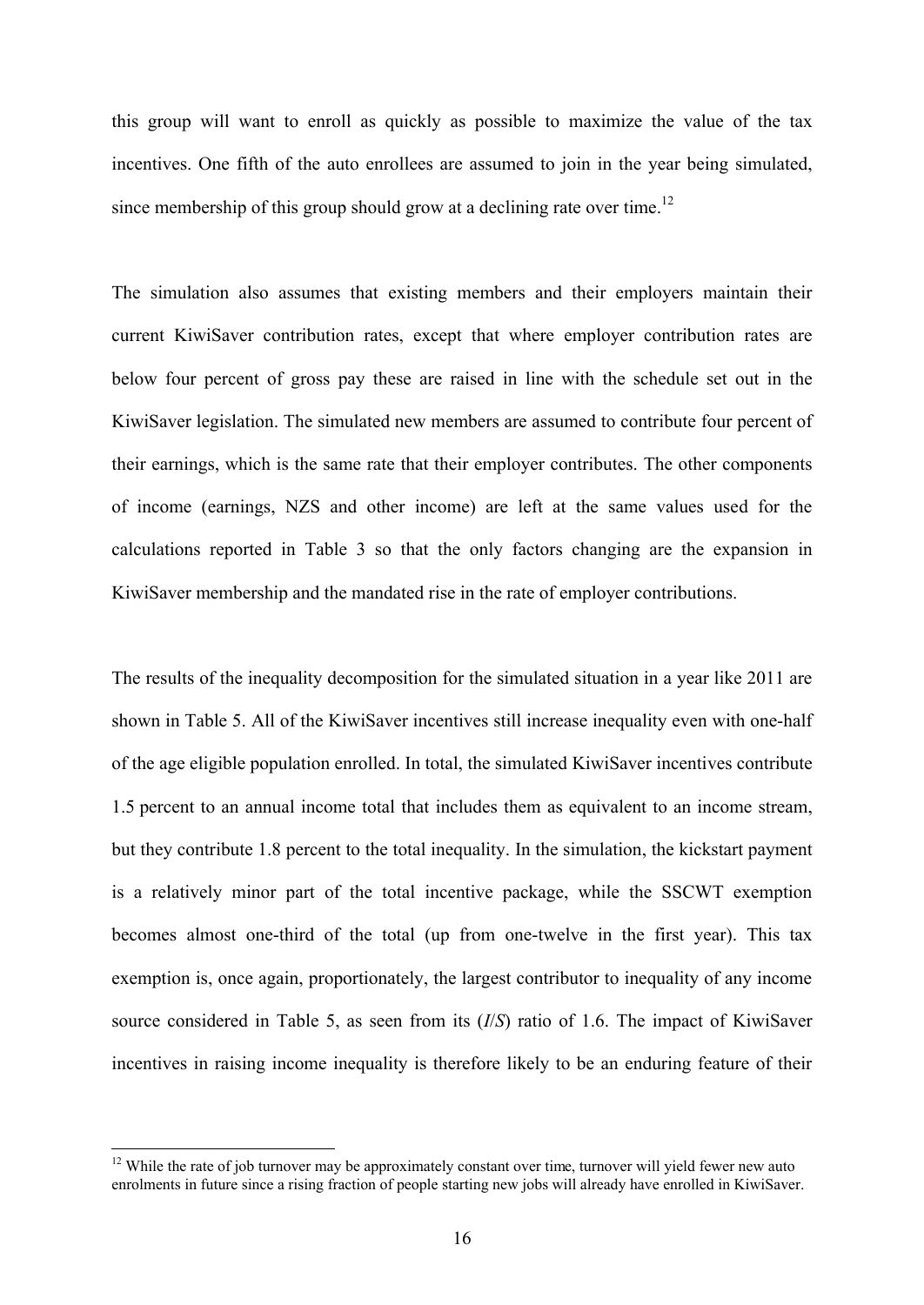this group will want to enroll as quickly as possible to maximize the value of the tax incentives. One fifth of the auto enrollees are assumed to join in the year being simulated, since membership of this group should grow at a declining rate over time.[12]

The simulation also assumes that existing members and their employers maintain their current KiwiSaver contribution rates, except that where employer contribution rates are below four percent of gross pay these are raised in line with the schedule set out in the KiwiSaver legislation. The simulated new members are assumed to contribute four percent of their earnings, which is the same rate that their employer contributes. The other components of income (earnings, NZS and other income) are left at the same values used for the calculations reported in Table 3 so that the only factors changing are the expansion in KiwiSaver membership and the mandated rise in the rate of employer contributions.

The results of the inequality decomposition for the simulated situation in a year like 2011 are shown in Table 5. All of the KiwiSaver incentives still increase inequality even with one-half of the age eligible population enrolled. In total, the simulated KiwiSaver incentives contribute 1.5 percent to an annual income total that includes them as equivalent to an income stream, but they contribute 1.8 percent to the total inequality. In the simulation, the kickstart payment is a relatively minor part of the total incentive package, while the SSCWT exemption becomes almost one-third of the total (up from one-twelve in the first year). This tax exemption is, once again, proportionately, the largest contributor to inequality of any income source considered in Table 5, as seen from its (*I*/*S*) ratio of 1.6. The impact of KiwiSaver incentives in raising income inequality is therefore likely to be an enduring feature of their

[12] While the rate of job turnover may be approximately constant over time, turnover will yield fewer new auto enrolments in future since a rising fraction of people starting new jobs will already have enrolled in KiwiSaver.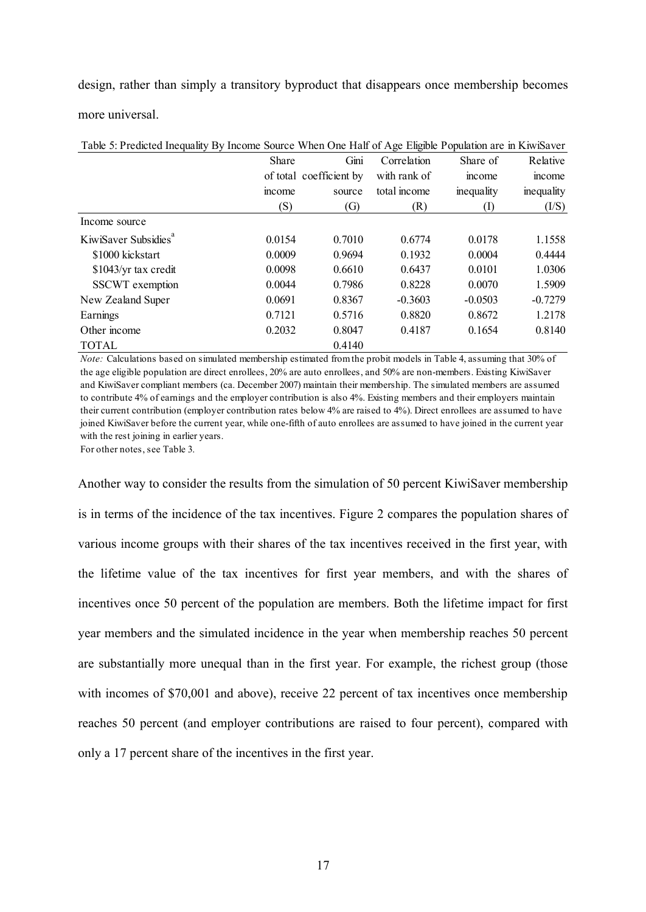design, rather than simply a transitory byproduct that disappears once membership becomes more universal.

Table 5: Predicted Inequality By Income Source When One Half of Age Eligible Population are in KiwiSaver

| | Share of total income (S) | Gini coefficient by source (G) | Correlation with rank of total income (R) | Share of income inequality (I) | Relative income inequality (I/S) |
|---|---|---|---|---|---|
| Income source | | | | | |
| KiwiSaver Subsidies[a] | 0.0154 | 0.7010 | 0.6774 | 0.0178 | 1.1558 |
| $1000 kickstart | 0.0009 | 0.9694 | 0.1932 | 0.0004 | 0.4444 |
| $1043/yr tax credit | 0.0098 | 0.6610 | 0.6437 | 0.0101 | 1.0306 |
| SSCWT exemption | 0.0044 | 0.7986 | 0.8228 | 0.0070 | 1.5909 |
| New Zealand Super | 0.0691 | 0.8367 | -0.3603 | -0.0503 | -0.7279 |
| Earnings | 0.7121 | 0.5716 | 0.8820 | 0.8672 | 1.2178 |
| Other income | 0.2032 | 0.8047 | 0.4187 | 0.1654 | 0.8140 |
| TOTAL | | 0.4140 | | | |

*Note:* Calculations based on simulated membership estimated from the probit models in Table 4, assuming that 30% of the age eligible population are direct enrollees, 20% are auto enrollees, and 50% are non-members. Existing KiwiSaver and KiwiSaver compliant members (ca. December 2007) maintain their membership. The simulated members are assumed to contribute 4% of earnings and the employer contribution is also 4%. Existing members and their employers maintain their current contribution (employer contribution rates below 4% are raised to 4%). Direct enrollees are assumed to have joined KiwiSaver before the current year, while one-fifth of auto enrollees are assumed to have joined in the current year with the rest joining in earlier years.
For other notes, see Table 3.

Another way to consider the results from the simulation of 50 percent KiwiSaver membership is in terms of the incidence of the tax incentives. Figure 2 compares the population shares of various income groups with their shares of the tax incentives received in the first year, with the lifetime value of the tax incentives for first year members, and with the shares of incentives once 50 percent of the population are members. Both the lifetime impact for first year members and the simulated incidence in the year when membership reaches 50 percent are substantially more unequal than in the first year. For example, the richest group (those with incomes of $70,001 and above), receive 22 percent of tax incentives once membership reaches 50 percent (and employer contributions are raised to four percent), compared with only a 17 percent share of the incentives in the first year.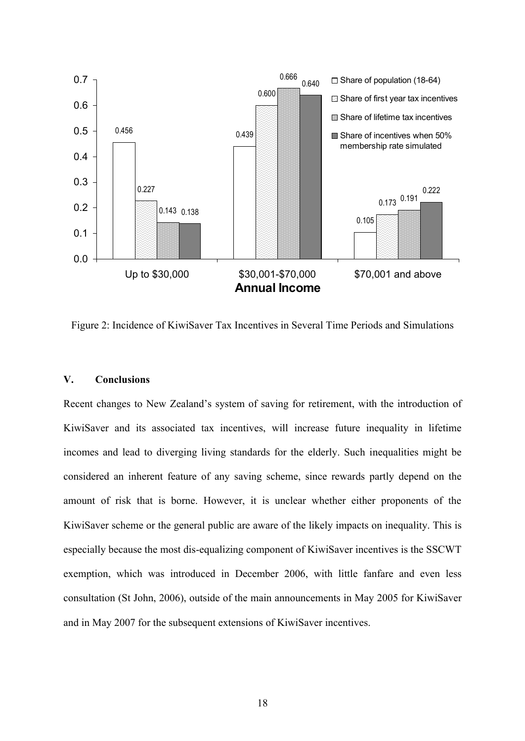| Annual Income | Share of population (18-64) | Share of first year tax incentives | Share of lifetime tax incentives | Share of incentives when 50% membership rate simulated |
| --- | --- | --- | --- | --- |
| Up to $30,000 | 0.456 | 0.227 | 0.143 | 0.138 |
| $30,001-$70,000 | 0.439 | 0.600 | 0.666 | 0.640 |
| $70,001 and above | 0.105 | 0.173 | 0.191 | 0.222 |

Figure 2: Incidence of KiwiSaver Tax Incentives in Several Time Periods and Simulations

## V. Conclusions

Recent changes to New Zealand's system of saving for retirement, with the introduction of KiwiSaver and its associated tax incentives, will increase future inequality in lifetime incomes and lead to diverging living standards for the elderly. Such inequalities might be considered an inherent feature of any saving scheme, since rewards partly depend on the amount of risk that is borne. However, it is unclear whether either proponents of the KiwiSaver scheme or the general public are aware of the likely impacts on inequality. This is especially because the most dis-equalizing component of KiwiSaver incentives is the SSCWT exemption, which was introduced in December 2006, with little fanfare and even less consultation (St John, 2006), outside of the main announcements in May 2005 for KiwiSaver and in May 2007 for the subsequent extensions of KiwiSaver incentives.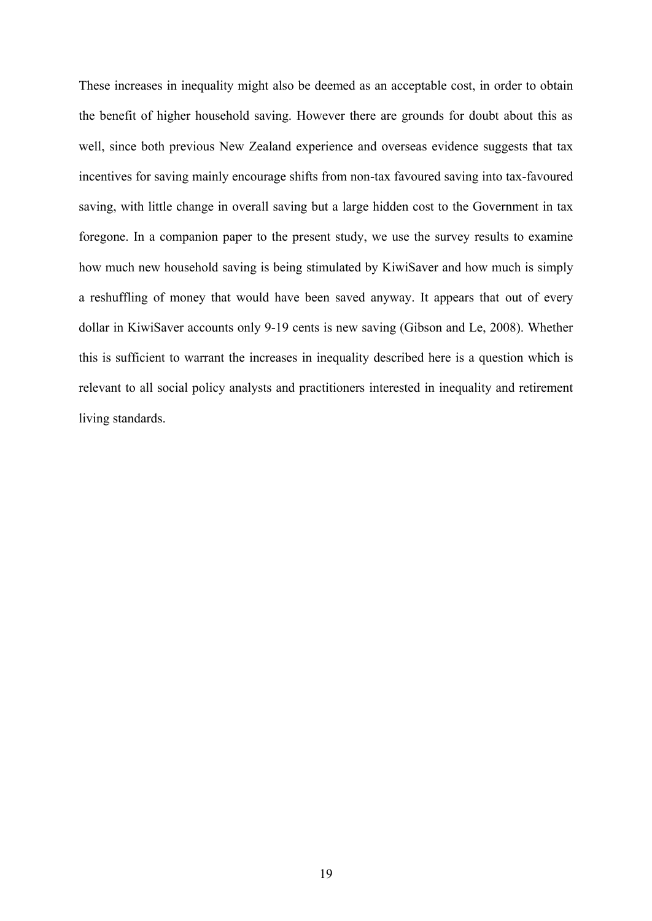These increases in inequality might also be deemed as an acceptable cost, in order to obtain the benefit of higher household saving. However there are grounds for doubt about this as well, since both previous New Zealand experience and overseas evidence suggests that tax incentives for saving mainly encourage shifts from non-tax favoured saving into tax-favoured saving, with little change in overall saving but a large hidden cost to the Government in tax foregone. In a companion paper to the present study, we use the survey results to examine how much new household saving is being stimulated by KiwiSaver and how much is simply a reshuffling of money that would have been saved anyway. It appears that out of every dollar in KiwiSaver accounts only 9-19 cents is new saving (Gibson and Le, 2008). Whether this is sufficient to warrant the increases in inequality described here is a question which is relevant to all social policy analysts and practitioners interested in inequality and retirement living standards.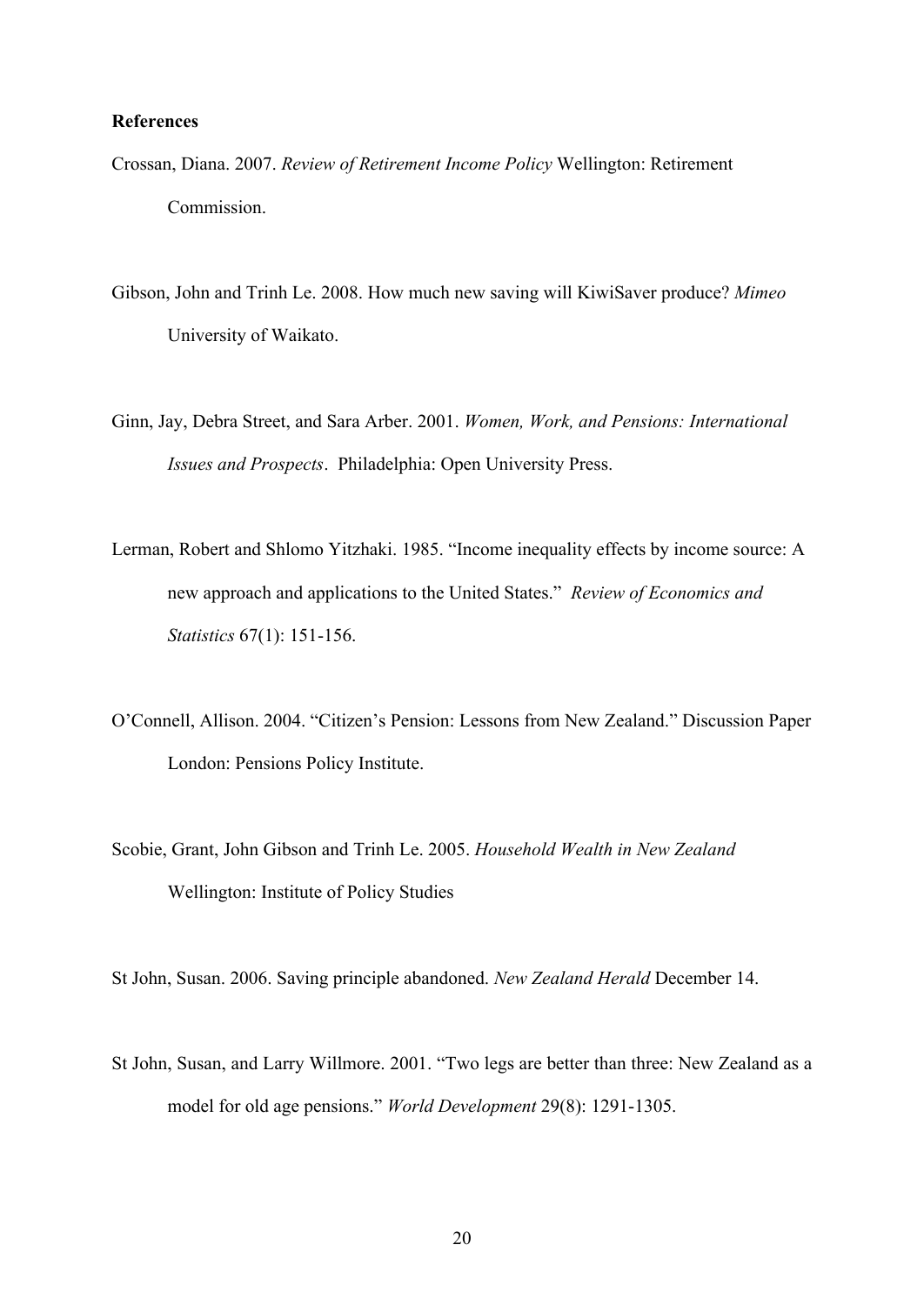**References**

Crossan, Diana. 2007. *Review of Retirement Income Policy* Wellington: Retirement Commission.

Gibson, John and Trinh Le. 2008. How much new saving will KiwiSaver produce? *Mimeo* University of Waikato.

Ginn, Jay, Debra Street, and Sara Arber. 2001. *Women, Work, and Pensions: International Issues and Prospects*. Philadelphia: Open University Press.

Lerman, Robert and Shlomo Yitzhaki. 1985. "Income inequality effects by income source: A new approach and applications to the United States." *Review of Economics and Statistics* 67(1): 151-156.

O'Connell, Allison. 2004. "Citizen's Pension: Lessons from New Zealand." Discussion Paper London: Pensions Policy Institute.

Scobie, Grant, John Gibson and Trinh Le. 2005. *Household Wealth in New Zealand* Wellington: Institute of Policy Studies

St John, Susan. 2006. Saving principle abandoned. *New Zealand Herald* December 14.

St John, Susan, and Larry Willmore. 2001. "Two legs are better than three: New Zealand as a model for old age pensions." *World Development* 29(8): 1291-1305.